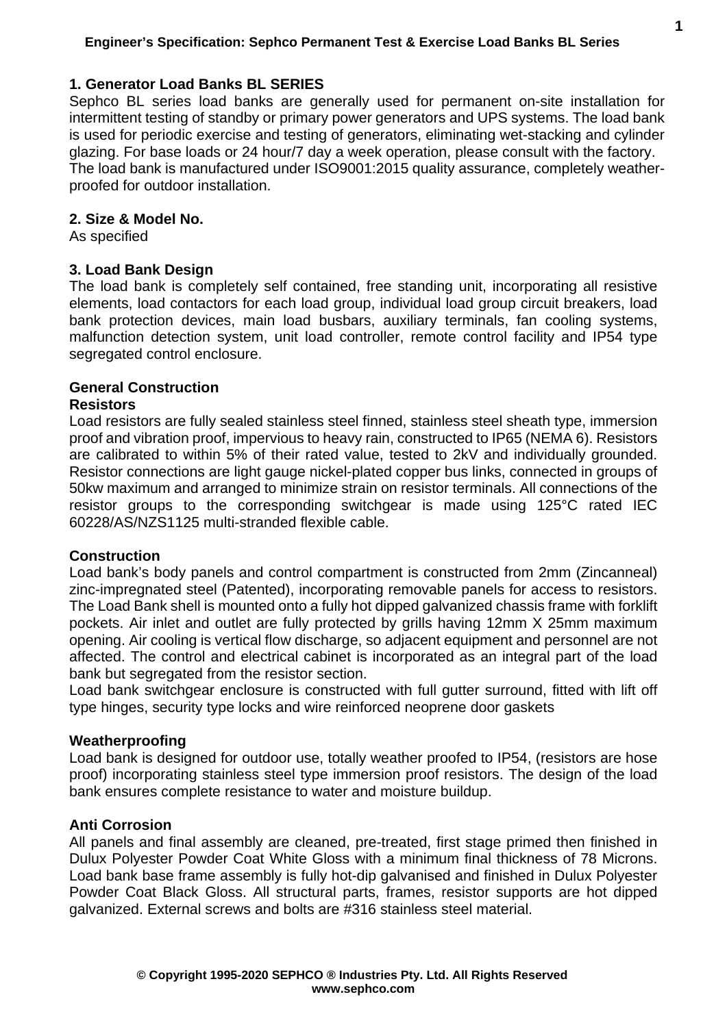## 1. Generator Load Banks BL SERIES

Sephco BL series load banks are generally used for permanent on-site installation for intermittent testing of standby or primary power generators and UPS systems. The load bank is used for periodic exercise and testing of generators, eliminating wet-stacking and cylinder glazing. For base loads or 24 hour/7 day a week operation, please consult with the factory.
The load bank is manufactured under ISO9001:2015 quality assurance, completely weather-proofed for outdoor installation.

## 2. Size & Model No.

As specified

## 3. Load Bank Design

The load bank is completely self contained, free standing unit, incorporating all resistive elements, load contactors for each load group, individual load group circuit breakers, load bank protection devices, main load busbars, auxiliary terminals, fan cooling systems, malfunction detection system, unit load controller, remote control facility and IP54 type segregated control enclosure.

### General Construction

#### Resistors

Load resistors are fully sealed stainless steel finned, stainless steel sheath type, immersion proof and vibration proof, impervious to heavy rain, constructed to IP65 (NEMA 6). Resistors are calibrated to within 5% of their rated value, tested to 2kV and individually grounded. Resistor connections are light gauge nickel-plated copper bus links, connected in groups of 50kw maximum and arranged to minimize strain on resistor terminals. All connections of the resistor groups to the corresponding switchgear is made using 125°C rated IEC 60228/AS/NZS1125 multi-stranded flexible cable.

#### Construction

Load bank's body panels and control compartment is constructed from 2mm (Zincanneal) zinc-impregnated steel (Patented), incorporating removable panels for access to resistors. The Load Bank shell is mounted onto a fully hot dipped galvanized chassis frame with forklift pockets. Air inlet and outlet are fully protected by grills having 12mm X 25mm maximum opening. Air cooling is vertical flow discharge, so adjacent equipment and personnel are not affected. The control and electrical cabinet is incorporated as an integral part of the load bank but segregated from the resistor section.
Load bank switchgear enclosure is constructed with full gutter surround, fitted with lift off type hinges, security type locks and wire reinforced neoprene door gaskets

#### Weatherproofing

Load bank is designed for outdoor use, totally weather proofed to IP54, (resistors are hose proof) incorporating stainless steel type immersion proof resistors. The design of the load bank ensures complete resistance to water and moisture buildup.

#### Anti Corrosion

All panels and final assembly are cleaned, pre-treated, first stage primed then finished in Dulux Polyester Powder Coat White Gloss with a minimum final thickness of 78 Microns. Load bank base frame assembly is fully hot-dip galvanised and finished in Dulux Polyester Powder Coat Black Gloss. All structural parts, frames, resistor supports are hot dipped galvanized. External screws and bolts are #316 stainless steel material.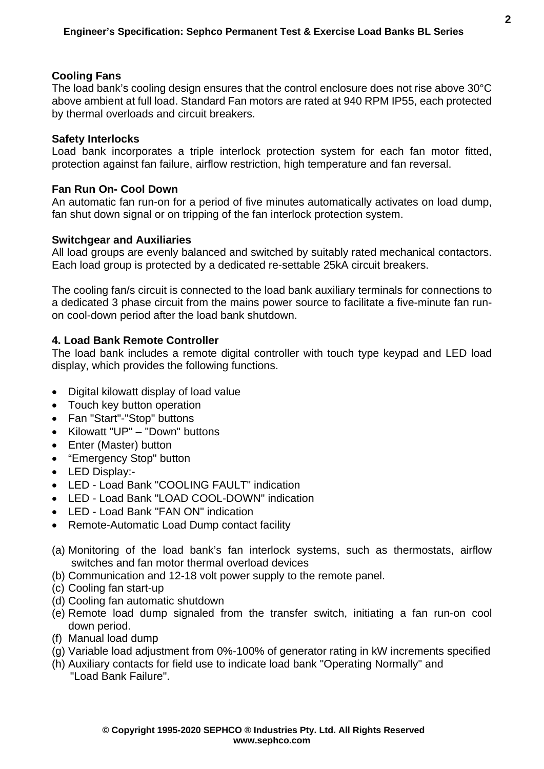### Cooling Fans

The load bank's cooling design ensures that the control enclosure does not rise above 30°C above ambient at full load. Standard Fan motors are rated at 940 RPM IP55, each protected by thermal overloads and circuit breakers.

### Safety Interlocks

Load bank incorporates a triple interlock protection system for each fan motor fitted, protection against fan failure, airflow restriction, high temperature and fan reversal.

### Fan Run On- Cool Down

An automatic fan run-on for a period of five minutes automatically activates on load dump, fan shut down signal or on tripping of the fan interlock protection system.

### Switchgear and Auxiliaries

All load groups are evenly balanced and switched by suitably rated mechanical contactors. Each load group is protected by a dedicated re-settable 25kA circuit breakers.

The cooling fan/s circuit is connected to the load bank auxiliary terminals for connections to a dedicated 3 phase circuit from the mains power source to facilitate a five-minute fan run-on cool-down period after the load bank shutdown.

### 4. Load Bank Remote Controller

The load bank includes a remote digital controller with touch type keypad and LED load display, which provides the following functions.

- Digital kilowatt display of load value
- Touch key button operation
- Fan "Start"-"Stop" buttons
- Kilowatt "UP" – "Down" buttons
- Enter (Master) button
- “Emergency Stop" button
- LED Display:-
- LED - Load Bank "COOLING FAULT" indication
- LED - Load Bank "LOAD COOL-DOWN" indication
- LED - Load Bank "FAN ON" indication
- Remote-Automatic Load Dump contact facility

(a) Monitoring of the load bank's fan interlock systems, such as thermostats, airflow switches and fan motor thermal overload devices
(b) Communication and 12-18 volt power supply to the remote panel.
(c) Cooling fan start-up
(d) Cooling fan automatic shutdown
(e) Remote load dump signaled from the transfer switch, initiating a fan run-on cool down period.
(f) Manual load dump
(g) Variable load adjustment from 0%-100% of generator rating in kW increments specified
(h) Auxiliary contacts for field use to indicate load bank "Operating Normally" and "Load Bank Failure".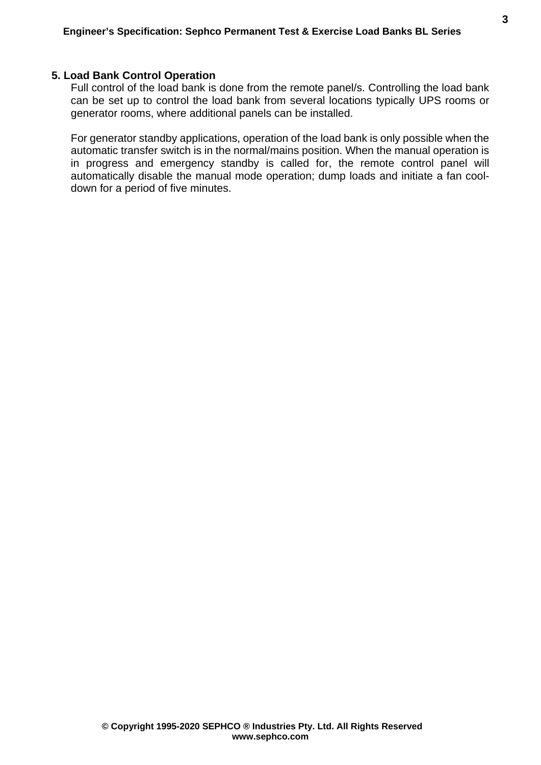## 5. Load Bank Control Operation

Full control of the load bank is done from the remote panel/s. Controlling the load bank can be set up to control the load bank from several locations typically UPS rooms or generator rooms, where additional panels can be installed.

For generator standby applications, operation of the load bank is only possible when the automatic transfer switch is in the normal/mains position. When the manual operation is in progress and emergency standby is called for, the remote control panel will automatically disable the manual mode operation; dump loads and initiate a fan cool-down for a period of five minutes.